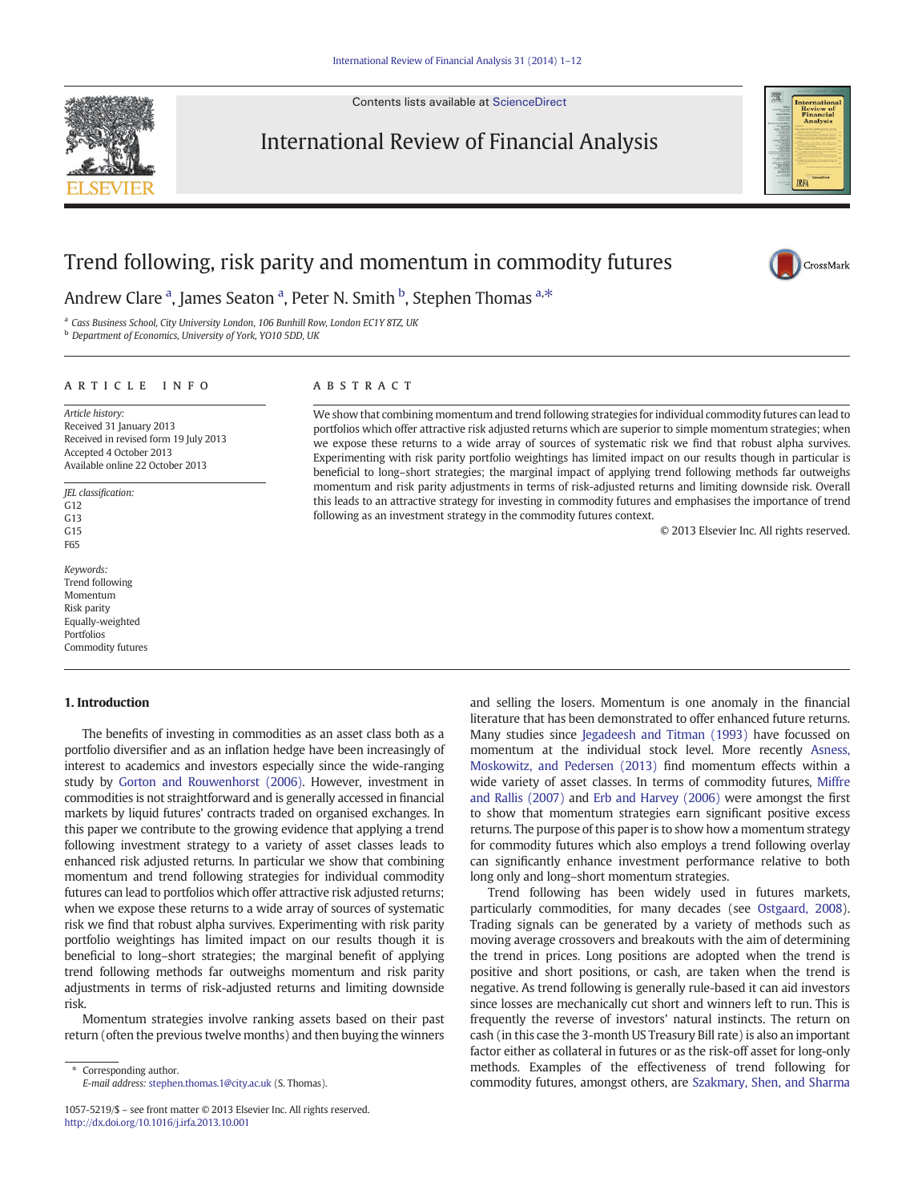Contents lists available at ScienceDirect

International Review of Financial Analysis

# Trend following, risk parity and momentum in commodity futures

Andrew Clare [a], James Seaton [a], Peter N. Smith [b], Stephen Thomas [a,*]

[a] Cass Business School, City University London, 106 Bunhill Row, London EC1Y 8TZ, UK
[b] Department of Economics, University of York, YO10 5DD, UK

## ARTICLE INFO

*Article history:*
Received 31 January 2013
Received in revised form 19 July 2013
Accepted 4 October 2013
Available online 22 October 2013

*JEL classification:*
G12
G13
G15
F65

*Keywords:*
Trend following
Momentum
Risk parity
Equally-weighted
Portfolios
Commodity futures

## ABSTRACT

We show that combining momentum and trend following strategies for individual commodity futures can lead to portfolios which offer attractive risk adjusted returns which are superior to simple momentum strategies; when we expose these returns to a wide array of sources of systematic risk we find that robust alpha survives. Experimenting with risk parity portfolio weightings has limited impact on our results though in particular is beneficial to long–short strategies; the marginal impact of applying trend following methods far outweighs momentum and risk parity adjustments in terms of risk-adjusted returns and limiting downside risk. Overall this leads to an attractive strategy for investing in commodity futures and emphasises the importance of trend following as an investment strategy in the commodity futures context.

© 2013 Elsevier Inc. All rights reserved.

## 1. Introduction

The benefits of investing in commodities as an asset class both as a portfolio diversifier and as an inflation hedge have been increasingly of interest to academics and investors especially since the wide-ranging study by Gorton and Rouwenhorst (2006). However, investment in commodities is not straightforward and is generally accessed in financial markets by liquid futures' contracts traded on organised exchanges. In this paper we contribute to the growing evidence that applying a trend following investment strategy to a variety of asset classes leads to enhanced risk adjusted returns. In particular we show that combining momentum and trend following strategies for individual commodity futures can lead to portfolios which offer attractive risk adjusted returns; when we expose these returns to a wide array of sources of systematic risk we find that robust alpha survives. Experimenting with risk parity portfolio weightings has limited impact on our results though it is beneficial to long–short strategies; the marginal benefit of applying trend following methods far outweighs momentum and risk parity adjustments in terms of risk-adjusted returns and limiting downside risk.

Momentum strategies involve ranking assets based on their past return (often the previous twelve months) and then buying the winners and selling the losers. Momentum is one anomaly in the financial literature that has been demonstrated to offer enhanced future returns. Many studies since Jegadeesh and Titman (1993) have focussed on momentum at the individual stock level. More recently Asness, Moskowitz, and Pedersen (2013) find momentum effects within a wide variety of asset classes. In terms of commodity futures, Miffre and Rallis (2007) and Erb and Harvey (2006) were amongst the first to show that momentum strategies earn significant positive excess returns. The purpose of this paper is to show how a momentum strategy for commodity futures which also employs a trend following overlay can significantly enhance investment performance relative to both long only and long–short momentum strategies.

Trend following has been widely used in futures markets, particularly commodities, for many decades (see Ostgaard, 2008). Trading signals can be generated by a variety of methods such as moving average crossovers and breakouts with the aim of determining the trend in prices. Long positions are adopted when the trend is positive and short positions, or cash, are taken when the trend is negative. As trend following is generally rule-based it can aid investors since losses are mechanically cut short and winners left to run. This is frequently the reverse of investors' natural instincts. The return on cash (in this case the 3-month US Treasury Bill rate) is also an important factor either as collateral in futures or as the risk-off asset for long-only methods. Examples of the effectiveness of trend following for commodity futures, amongst others, are Szakmary, Shen, and Sharma

\* Corresponding author.
*E-mail address:* stephen.thomas.1@city.ac.uk (S. Thomas).

1057-5219/$ – see front matter © 2013 Elsevier Inc. All rights reserved.
http://dx.doi.org/10.1016/j.irfa.2013.10.001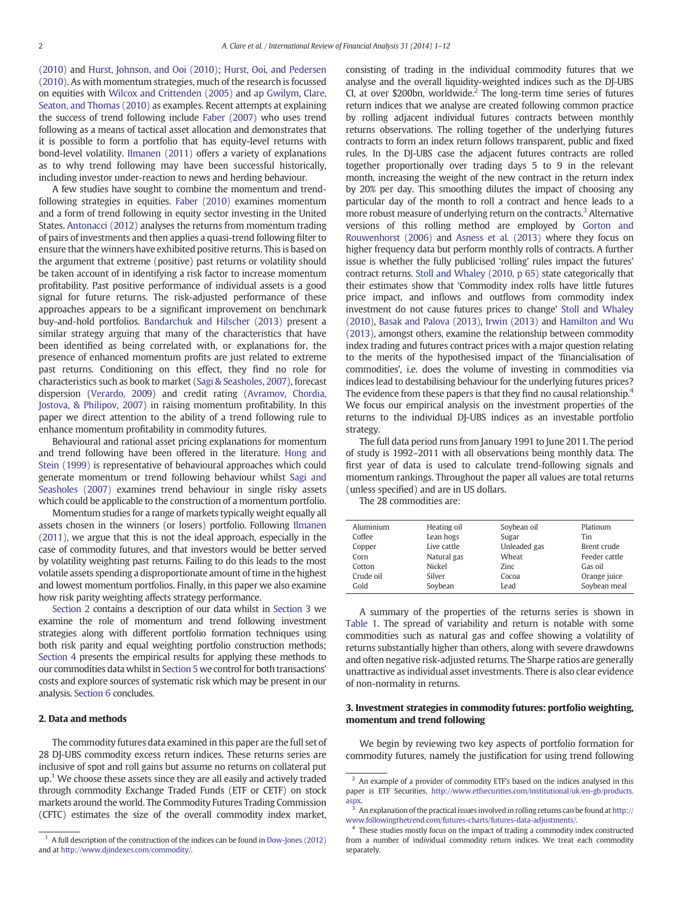(2010) and Hurst, Johnson, and Ooi (2010); Hurst, Ooi, and Pedersen (2010). As with momentum strategies, much of the research is focussed on equities with Wilcox and Crittenden (2005) and ap Gwilym, Clare, Seaton, and Thomas (2010) as examples. Recent attempts at explaining the success of trend following include Faber (2007) who uses trend following as a means of tactical asset allocation and demonstrates that it is possible to form a portfolio that has equity-level returns with bond-level volatility. Ilmanen (2011) offers a variety of explanations as to why trend following may have been successful historically, including investor under-reaction to news and herding behaviour.

A few studies have sought to combine the momentum and trend-following strategies in equities. Faber (2010) examines momentum and a form of trend following in equity sector investing in the United States. Antonacci (2012) analyses the returns from momentum trading of pairs of investments and then applies a quasi-trend following filter to ensure that the winners have exhibited positive returns. This is based on the argument that extreme (positive) past returns or volatility should be taken account of in identifying a risk factor to increase momentum profitability. Past positive performance of individual assets is a good signal for future returns. The risk-adjusted performance of these approaches appears to be a significant improvement on benchmark buy-and-hold portfolios. Bandarchuk and Hilscher (2013) present a similar strategy arguing that many of the characteristics that have been identified as being correlated with, or explanations for, the presence of enhanced momentum profits are just related to extreme past returns. Conditioning on this effect, they find no role for characteristics such as book to market (Sagi & Seasholes, 2007), forecast dispersion (Verardo, 2009) and credit rating (Avramov, Chordia, Jostova, & Philipov, 2007) in raising momentum profitability. In this paper we direct attention to the ability of a trend following rule to enhance momentum profitability in commodity futures.

Behavioural and rational asset pricing explanations for momentum and trend following have been offered in the literature. Hong and Stein (1999) is representative of behavioural approaches which could generate momentum or trend following behaviour whilst Sagi and Seasholes (2007) examines trend behaviour in single risky assets which could be applicable to the construction of a momentum portfolio.

Momentum studies for a range of markets typically weight equally all assets chosen in the winners (or losers) portfolio. Following Ilmanen (2011), we argue that this is not the ideal approach, especially in the case of commodity futures, and that investors would be better served by volatility weighting past returns. Failing to do this leads to the most volatile assets spending a disproportionate amount of time in the highest and lowest momentum portfolios. Finally, in this paper we also examine how risk parity weighting affects strategy performance.

Section 2 contains a description of our data whilst in Section 3 we examine the role of momentum and trend following investment strategies along with different portfolio formation techniques using both risk parity and equal weighting portfolio construction methods; Section 4 presents the empirical results for applying these methods to our commodities data whilst in Section 5 we control for both transactions' costs and explore sources of systematic risk which may be present in our analysis. Section 6 concludes.

## 2. Data and methods

The commodity futures data examined in this paper are the full set of 28 DJ-UBS commodity excess return indices. These returns series are inclusive of spot and roll gains but assume no returns on collateral put up.[1] We choose these assets since they are all easily and actively traded through commodity Exchange Traded Funds (ETF or CETF) on stock markets around the world. The Commodity Futures Trading Commission (CFTC) estimates the size of the overall commodity index market, consisting of trading in the individual commodity futures that we analyse and the overall liquidity-weighted indices such as the DJ-UBS CI, at over $200bn, worldwide.[2] The long-term time series of futures return indices that we analyse are created following common practice by rolling adjacent individual futures contracts between monthly returns observations. The rolling together of the underlying futures contracts to form an index return follows transparent, public and fixed rules. In the DJ-UBS case the adjacent futures contracts are rolled together proportionally over trading days 5 to 9 in the relevant month, increasing the weight of the new contract in the return index by 20% per day. This smoothing dilutes the impact of choosing any particular day of the month to roll a contract and hence leads to a more robust measure of underlying return on the contracts.[3] Alternative versions of this rolling method are employed by Gorton and Rouwenhorst (2006) and Asness et al. (2013) where they focus on higher frequency data but perform monthly rolls of contracts. A further issue is whether the fully publicised 'rolling' rules impact the futures' contract returns. Stoll and Whaley (2010, p 65) state categorically that their estimates show that 'Commodity index rolls have little futures price impact, and inflows and outflows from commodity index investment do not cause futures prices to change' Stoll and Whaley (2010), Basak and Palova (2013), Irwin (2013) and Hamilton and Wu (2013), amongst others, examine the relationship between commodity index trading and futures contract prices with a major question relating to the merits of the hypothesised impact of the 'financialisation of commodities', i.e. does the volume of investing in commodities via indices lead to destabilising behaviour for the underlying futures prices? The evidence from these papers is that they find no causal relationship.[4] We focus our empirical analysis on the investment properties of the returns to the individual DJ-UBS indices as an investable portfolio strategy.

The full data period runs from January 1991 to June 2011. The period of study is 1992–2011 with all observations being monthly data. The first year of data is used to calculate trend-following signals and momentum rankings. Throughout the paper all values are total returns (unless specified) and are in US dollars.

The 28 commodities are:

| | | | |
|---|---|---|---|
| Aluminium | Heating oil | Soybean oil | Platinum |
| Coffee | Lean hogs | Sugar | Tin |
| Copper | Live cattle | Unleaded gas | Brent crude |
| Corn | Natural gas | Wheat | Feeder cattle |
| Cotton | Nickel | Zinc | Gas oil |
| Crude oil | Silver | Cocoa | Orange juice |
| Gold | Soybean | Lead | Soybean meal |

A summary of the properties of the returns series is shown in Table 1. The spread of variability and return is notable with some commodities such as natural gas and coffee showing a volatility of returns substantially higher than others, along with severe drawdowns and often negative risk-adjusted returns. The Sharpe ratios are generally unattractive as individual asset investments. There is also clear evidence of non-normality in returns.

## 3. Investment strategies in commodity futures: portfolio weighting, momentum and trend following

We begin by reviewing two key aspects of portfolio formation for commodity futures, namely the justification for using trend following

---

[1] A full description of the construction of the indices can be found in Dow-Jones (2012) and at http://www.djindexes.com/commodity/.

[2] An example of a provider of commodity ETF's based on the indices analysed in this paper is ETF Securities, http://www.etfsecurities.com/institutional/uk/en-gb/products.aspx.

[3] An explanation of the practical issues involved in rolling returns can be found at http://www.followingthetrend.com/futures-charts/futures-data-adjustments/.

[4] These studies mostly focus on the impact of trading a commodity index constructed from a number of individual commodity return indices. We treat each commodity separately.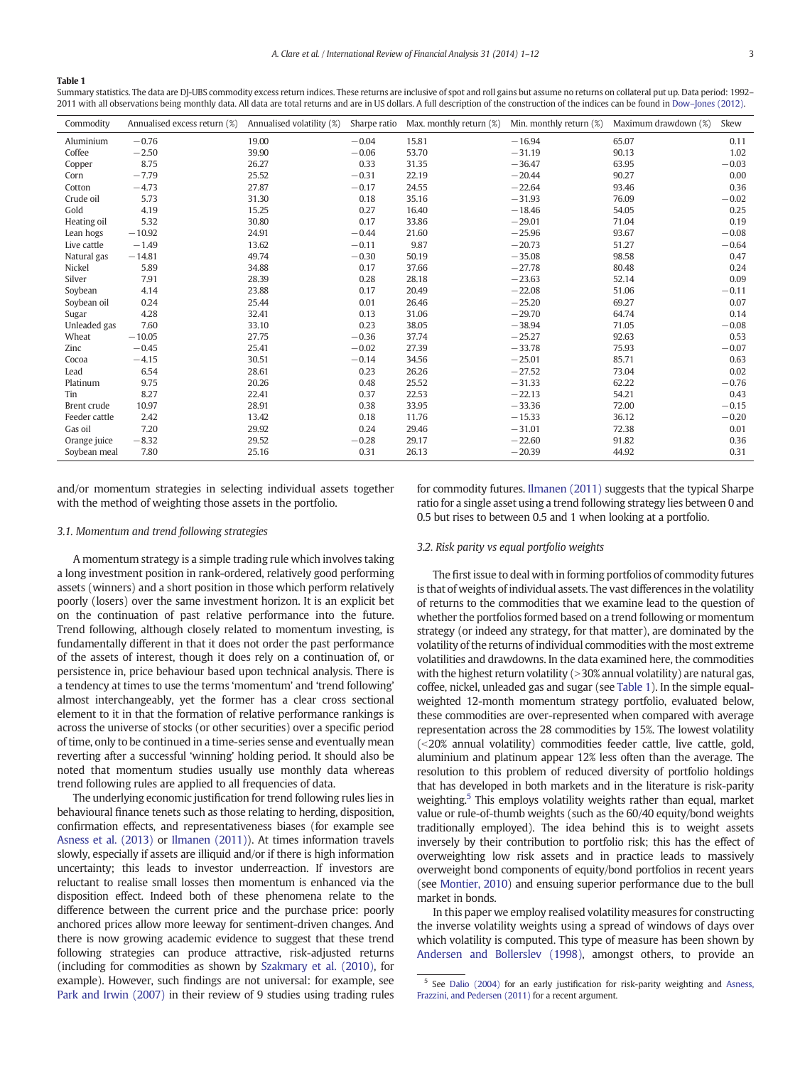**Table 1**

Summary statistics. The data are DJ-UBS commodity excess return indices. These returns are inclusive of spot and roll gains but assume no returns on collateral put up. Data period: 1992–2011 with all observations being monthly data. All data are total returns and are in US dollars. A full description of the construction of the indices can be found in Dow–Jones (2012).

| Commodity | Annualised excess return (%) | Annualised volatility (%) | Sharpe ratio | Max. monthly return (%) | Min. monthly return (%) | Maximum drawdown (%) | Skew |
|---|---|---|---|---|---|---|---|
| Aluminium | −0.76 | 19.00 | −0.04 | 15.81 | −16.94 | 65.07 | 0.11 |
| Coffee | −2.50 | 39.90 | −0.06 | 53.70 | −31.19 | 90.13 | 1.02 |
| Copper | 8.75 | 26.27 | 0.33 | 31.35 | −36.47 | 63.95 | −0.03 |
| Corn | −7.79 | 25.52 | −0.31 | 22.19 | −20.44 | 90.27 | 0.00 |
| Cotton | −4.73 | 27.87 | −0.17 | 24.55 | −22.64 | 93.46 | 0.36 |
| Crude oil | 5.73 | 31.30 | 0.18 | 35.16 | −31.93 | 76.09 | −0.02 |
| Gold | 4.19 | 15.25 | 0.27 | 16.40 | −18.46 | 54.05 | 0.25 |
| Heating oil | 5.32 | 30.80 | 0.17 | 33.86 | −29.01 | 71.04 | 0.19 |
| Lean hogs | −10.92 | 24.91 | −0.44 | 21.60 | −25.96 | 93.67 | −0.08 |
| Live cattle | −1.49 | 13.62 | −0.11 | 9.87 | −20.73 | 51.27 | −0.64 |
| Natural gas | −14.81 | 49.74 | −0.30 | 50.19 | −35.08 | 98.58 | 0.47 |
| Nickel | 5.89 | 34.88 | 0.17 | 37.66 | −27.78 | 80.48 | 0.24 |
| Silver | 7.91 | 28.39 | 0.28 | 28.18 | −23.63 | 52.14 | 0.09 |
| Soybean | 4.14 | 23.88 | 0.17 | 20.49 | −22.08 | 51.06 | −0.11 |
| Soybean oil | 0.24 | 25.44 | 0.01 | 26.46 | −25.20 | 69.27 | 0.07 |
| Sugar | 4.28 | 32.41 | 0.13 | 31.06 | −29.70 | 64.74 | 0.14 |
| Unleaded gas | 7.60 | 33.10 | 0.23 | 38.05 | −38.94 | 71.05 | −0.08 |
| Wheat | −10.05 | 27.75 | −0.36 | 37.74 | −25.27 | 92.63 | 0.53 |
| Zinc | −0.45 | 25.41 | −0.02 | 27.39 | −33.78 | 75.93 | −0.07 |
| Cocoa | −4.15 | 30.51 | −0.14 | 34.56 | −25.01 | 85.71 | 0.63 |
| Lead | 6.54 | 28.61 | 0.23 | 26.26 | −27.52 | 73.04 | 0.02 |
| Platinum | 9.75 | 20.26 | 0.48 | 25.52 | −31.33 | 62.22 | −0.76 |
| Tin | 8.27 | 22.41 | 0.37 | 22.53 | −22.13 | 54.21 | 0.43 |
| Brent crude | 10.97 | 28.91 | 0.38 | 33.95 | −33.36 | 72.00 | −0.15 |
| Feeder cattle | 2.42 | 13.42 | 0.18 | 11.76 | −15.33 | 36.12 | −0.20 |
| Gas oil | 7.20 | 29.92 | 0.24 | 29.46 | −31.01 | 72.38 | 0.01 |
| Orange juice | −8.32 | 29.52 | −0.28 | 29.17 | −22.60 | 91.82 | 0.36 |
| Soybean meal | 7.80 | 25.16 | 0.31 | 26.13 | −20.39 | 44.92 | 0.31 |

and/or momentum strategies in selecting individual assets together with the method of weighting those assets in the portfolio.

### 3.1. Momentum and trend following strategies

A momentum strategy is a simple trading rule which involves taking a long investment position in rank-ordered, relatively good performing assets (winners) and a short position in those which perform relatively poorly (losers) over the same investment horizon. It is an explicit bet on the continuation of past relative performance into the future. Trend following, although closely related to momentum investing, is fundamentally different in that it does not order the past performance of the assets of interest, though it does rely on a continuation of, or persistence in, price behaviour based upon technical analysis. There is a tendency at times to use the terms 'momentum' and 'trend following' almost interchangeably, yet the former has a clear cross sectional element to it in that the formation of relative performance rankings is across the universe of stocks (or other securities) over a specific period of time, only to be continued in a time-series sense and eventually mean reverting after a successful 'winning' holding period. It should also be noted that momentum studies usually use monthly data whereas trend following rules are applied to all frequencies of data.

The underlying economic justification for trend following rules lies in behavioural finance tenets such as those relating to herding, disposition, confirmation effects, and representativeness biases (for example see Asness et al. (2013) or Ilmanen (2011)). At times information travels slowly, especially if assets are illiquid and/or if there is high information uncertainty; this leads to investor underreaction. If investors are reluctant to realise small losses then momentum is enhanced via the disposition effect. Indeed both of these phenomena relate to the difference between the current price and the purchase price: poorly anchored prices allow more leeway for sentiment-driven changes. And there is now growing academic evidence to suggest that these trend following strategies can produce attractive, risk-adjusted returns (including for commodities as shown by Szakmary et al. (2010), for example). However, such findings are not universal: for example, see Park and Irwin (2007) in their review of 9 studies using trading rules for commodity futures. Ilmanen (2011) suggests that the typical Sharpe ratio for a single asset using a trend following strategy lies between 0 and 0.5 but rises to between 0.5 and 1 when looking at a portfolio.

### 3.2. Risk parity vs equal portfolio weights

The first issue to deal with in forming portfolios of commodity futures is that of weights of individual assets. The vast differences in the volatility of returns to the commodities that we examine lead to the question of whether the portfolios formed based on a trend following or momentum strategy (or indeed any strategy, for that matter), are dominated by the volatility of the returns of individual commodities with the most extreme volatilities and drawdowns. In the data examined here, the commodities with the highest return volatility (>30% annual volatility) are natural gas, coffee, nickel, unleaded gas and sugar (see Table 1). In the simple equal-weighted 12-month momentum strategy portfolio, evaluated below, these commodities are over-represented when compared with average representation across the 28 commodities by 15%. The lowest volatility (<20% annual volatility) commodities feeder cattle, live cattle, gold, aluminium and platinum appear 12% less often than the average. The resolution to this problem of reduced diversity of portfolio holdings that has developed in both markets and in the literature is risk-parity weighting.[5] This employs volatility weights rather than equal, market value or rule-of-thumb weights (such as the 60/40 equity/bond weights traditionally employed). The idea behind this is to weight assets inversely by their contribution to portfolio risk; this has the effect of overweighting low risk assets and in practice leads to massively overweight bond components of equity/bond portfolios in recent years (see Montier, 2010) and ensuing superior performance due to the bull market in bonds.

In this paper we employ realised volatility measures for constructing the inverse volatility weights using a spread of windows of days over which volatility is computed. This type of measure has been shown by Andersen and Bollerslev (1998), amongst others, to provide an

[5] See Dalio (2004) for an early justification for risk-parity weighting and Asness, Frazzini, and Pedersen (2011) for a recent argument.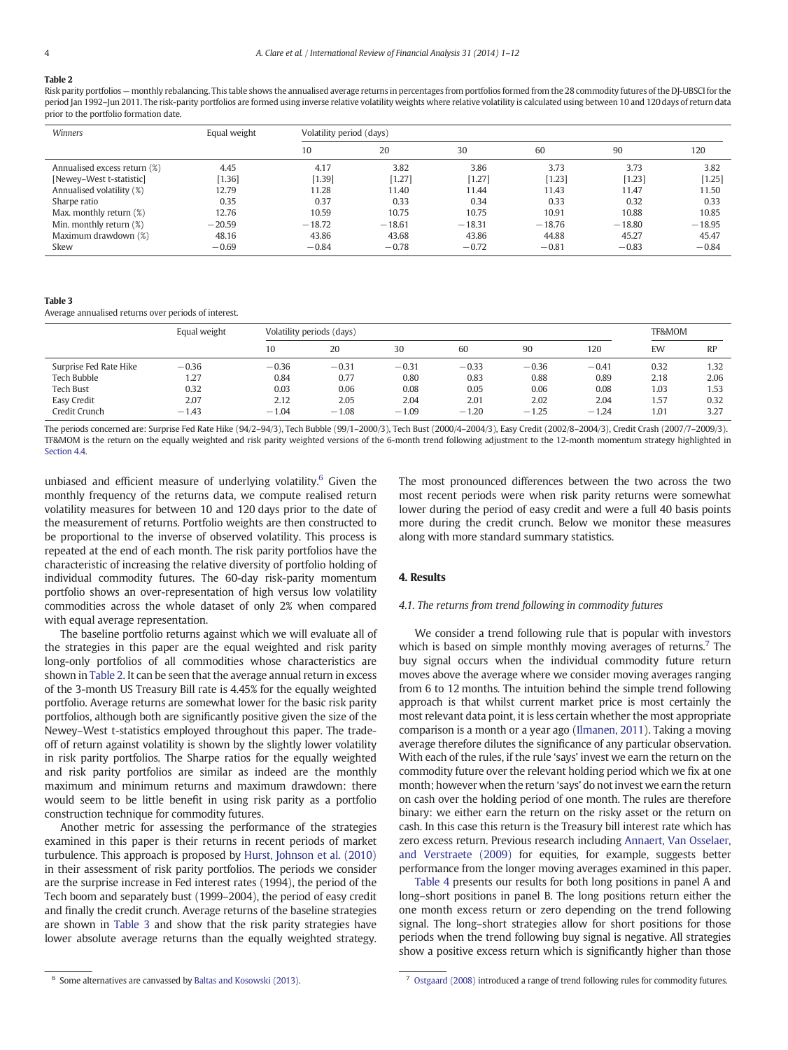**Table 2**

Risk parity portfolios — monthly rebalancing. This table shows the annualised average returns in percentages from portfolios formed from the 28 commodity futures of the DJ-UBSCI for the period Jan 1992–Jun 2011. The risk-parity portfolios are formed using inverse relative volatility weights where relative volatility is calculated using between 10 and 120 days of return data prior to the portfolio formation date.

| *Winners* | Equal weight | Volatility period (days) | | | | | |
|---|---|---|---|---|---|---|---|
| | | 10 | 20 | 30 | 60 | 90 | 120 |
| Annualised excess return (%) | 4.45 | 4.17 | 3.82 | 3.86 | 3.73 | 3.73 | 3.82 |
| [Newey–West t-statistic] | [1.36] | [1.39] | [1.27] | [1.27] | [1.23] | [1.23] | [1.25] |
| Annualised volatility (%) | 12.79 | 11.28 | 11.40 | 11.44 | 11.43 | 11.47 | 11.50 |
| Sharpe ratio | 0.35 | 0.37 | 0.33 | 0.34 | 0.33 | 0.32 | 0.33 |
| Max. monthly return (%) | 12.76 | 10.59 | 10.75 | 10.75 | 10.91 | 10.88 | 10.85 |
| Min. monthly return (%) | −20.59 | −18.72 | −18.61 | −18.31 | −18.76 | −18.80 | −18.95 |
| Maximum drawdown (%) | 48.16 | 43.86 | 43.68 | 43.86 | 44.88 | 45.27 | 45.47 |
| Skew | −0.69 | −0.84 | −0.78 | −0.72 | −0.81 | −0.83 | −0.84 |

**Table 3**

Average annualised returns over periods of interest.

| | Equal weight | Volatility periods (days) | | | | | | TF&MOM | |
|---|---|---|---|---|---|---|---|---|---|
| | | 10 | 20 | 30 | 60 | 90 | 120 | EW | RP |
| Surprise Fed Rate Hike | −0.36 | −0.36 | −0.31 | −0.31 | −0.33 | −0.36 | −0.41 | 0.32 | 1.32 |
| Tech Bubble | 1.27 | 0.84 | 0.77 | 0.80 | 0.83 | 0.88 | 0.89 | 2.18 | 2.06 |
| Tech Bust | 0.32 | 0.03 | 0.06 | 0.08 | 0.05 | 0.06 | 0.08 | 1.03 | 1.53 |
| Easy Credit | 2.07 | 2.12 | 2.05 | 2.04 | 2.01 | 2.02 | 2.04 | 1.57 | 0.32 |
| Credit Crunch | −1.43 | −1.04 | −1.08 | −1.09 | −1.20 | −1.25 | −1.24 | 1.01 | 3.27 |

The periods concerned are: Surprise Fed Rate Hike (94/2–94/3), Tech Bubble (99/1–2000/3), Tech Bust (2000/4–2004/3), Easy Credit (2002/8–2004/3), Credit Crash (2007/7–2009/3). TF&MOM is the return on the equally weighted and risk parity weighted versions of the 6-month trend following adjustment to the 12-month momentum strategy highlighted in Section 4.4.

unbiased and efficient measure of underlying volatility.[6] Given the monthly frequency of the returns data, we compute realised return volatility measures for between 10 and 120 days prior to the date of the measurement of returns. Portfolio weights are then constructed to be proportional to the inverse of observed volatility. This process is repeated at the end of each month. The risk parity portfolios have the characteristic of increasing the relative diversity of portfolio holding of individual commodity futures. The 60-day risk-parity momentum portfolio shows an over-representation of high versus low volatility commodities across the whole dataset of only 2% when compared with equal average representation.

The baseline portfolio returns against which we will evaluate all of the strategies in this paper are the equal weighted and risk parity long-only portfolios of all commodities whose characteristics are shown in Table 2. It can be seen that the average annual return in excess of the 3-month US Treasury Bill rate is 4.45% for the equally weighted portfolio. Average returns are somewhat lower for the basic risk parity portfolios, although both are significantly positive given the size of the Newey–West t-statistics employed throughout this paper. The trade-off of return against volatility is shown by the slightly lower volatility in risk parity portfolios. The Sharpe ratios for the equally weighted and risk parity portfolios are similar as indeed are the monthly maximum and minimum returns and maximum drawdown: there would seem to be little benefit in using risk parity as a portfolio construction technique for commodity futures.

Another metric for assessing the performance of the strategies examined in this paper is their returns in recent periods of market turbulence. This approach is proposed by Hurst, Johnson et al. (2010) in their assessment of risk parity portfolios. The periods we consider are the surprise increase in Fed interest rates (1994), the period of the Tech boom and separately bust (1999–2004), the period of easy credit and finally the credit crunch. Average returns of the baseline strategies are shown in Table 3 and show that the risk parity strategies have lower absolute average returns than the equally weighted strategy. The most pronounced differences between the two across the two most recent periods were when risk parity returns were somewhat lower during the period of easy credit and were a full 40 basis points more during the credit crunch. Below we monitor these measures along with more standard summary statistics.

## 4. Results

### 4.1. The returns from trend following in commodity futures

We consider a trend following rule that is popular with investors which is based on simple monthly moving averages of returns.[7] The buy signal occurs when the individual commodity future return moves above the average where we consider moving averages ranging from 6 to 12 months. The intuition behind the simple trend following approach is that whilst current market price is most certainly the most relevant data point, it is less certain whether the most appropriate comparison is a month or a year ago (Ilmanen, 2011). Taking a moving average therefore dilutes the significance of any particular observation. With each of the rules, if the rule 'says' invest we earn the return on the commodity future over the relevant holding period which we fix at one month; however when the return 'says' do not invest we earn the return on cash over the holding period of one month. The rules are therefore binary: we either earn the return on the risky asset or the return on cash. In this case this return is the Treasury bill interest rate which has zero excess return. Previous research including Annaert, Van Osselaer, and Verstraete (2009) for equities, for example, suggests better performance from the longer moving averages examined in this paper.

Table 4 presents our results for both long positions in panel A and long–short positions in panel B. The long positions return either the one month excess return or zero depending on the trend following signal. The long–short strategies allow for short positions for those periods when the trend following buy signal is negative. All strategies show a positive excess return which is significantly higher than those

[6] Some alternatives are canvassed by Baltas and Kosowski (2013).

[7] Ostgaard (2008) introduced a range of trend following rules for commodity futures.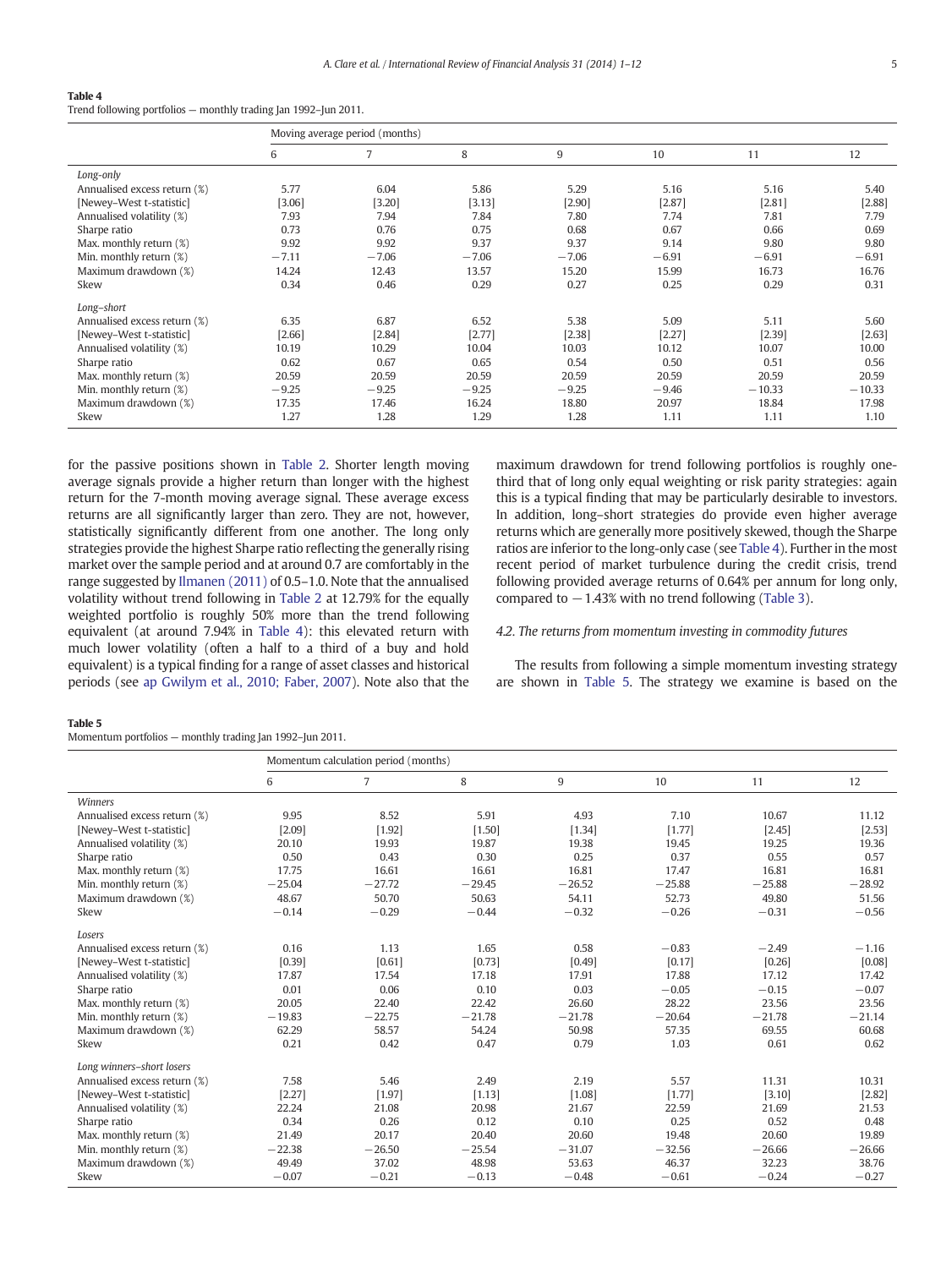**Table 4**
Trend following portfolios — monthly trading Jan 1992–Jun 2011.

| | Moving average period (months) | | | | | | |
|---|---|---|---|---|---|---|---|
| | 6 | 7 | 8 | 9 | 10 | 11 | 12 |
| *Long-only* | | | | | | | |
| Annualised excess return (%) | 5.77 | 6.04 | 5.86 | 5.29 | 5.16 | 5.16 | 5.40 |
| [Newey–West t-statistic] | [3.06] | [3.20] | [3.13] | [2.90] | [2.87] | [2.81] | [2.88] |
| Annualised volatility (%) | 7.93 | 7.94 | 7.84 | 7.80 | 7.74 | 7.81 | 7.79 |
| Sharpe ratio | 0.73 | 0.76 | 0.75 | 0.68 | 0.67 | 0.66 | 0.69 |
| Max. monthly return (%) | 9.92 | 9.92 | 9.37 | 9.37 | 9.14 | 9.80 | 9.80 |
| Min. monthly return (%) | −7.11 | −7.06 | −7.06 | −7.06 | −6.91 | −6.91 | −6.91 |
| Maximum drawdown (%) | 14.24 | 12.43 | 13.57 | 15.20 | 15.99 | 16.73 | 16.76 |
| Skew | 0.34 | 0.46 | 0.29 | 0.27 | 0.25 | 0.29 | 0.31 |
| *Long–short* | | | | | | | |
| Annualised excess return (%) | 6.35 | 6.87 | 6.52 | 5.38 | 5.09 | 5.11 | 5.60 |
| [Newey–West t-statistic] | [2.66] | [2.84] | [2.77] | [2.38] | [2.27] | [2.39] | [2.63] |
| Annualised volatility (%) | 10.19 | 10.29 | 10.04 | 10.03 | 10.12 | 10.07 | 10.00 |
| Sharpe ratio | 0.62 | 0.67 | 0.65 | 0.54 | 0.50 | 0.51 | 0.56 |
| Max. monthly return (%) | 20.59 | 20.59 | 20.59 | 20.59 | 20.59 | 20.59 | 20.59 |
| Min. monthly return (%) | −9.25 | −9.25 | −9.25 | −9.25 | −9.46 | −10.33 | −10.33 |
| Maximum drawdown (%) | 17.35 | 17.46 | 16.24 | 18.80 | 20.97 | 18.84 | 17.98 |
| Skew | 1.27 | 1.28 | 1.29 | 1.28 | 1.11 | 1.11 | 1.10 |

for the passive positions shown in Table 2. Shorter length moving average signals provide a higher return than longer with the highest return for the 7-month moving average signal. These average excess returns are all significantly larger than zero. They are not, however, statistically significantly different from one another. The long only strategies provide the highest Sharpe ratio reflecting the generally rising market over the sample period and at around 0.7 are comfortably in the range suggested by Ilmanen (2011) of 0.5–1.0. Note that the annualised volatility without trend following in Table 2 at 12.79% for the equally weighted portfolio is roughly 50% more than the trend following equivalent (at around 7.94% in Table 4): this elevated return with much lower volatility (often a half to a third of a buy and hold equivalent) is a typical finding for a range of asset classes and historical periods (see ap Gwilym et al., 2010; Faber, 2007). Note also that the maximum drawdown for trend following portfolios is roughly one-third that of long only equal weighting or risk parity strategies: again this is a typical finding that may be particularly desirable to investors. In addition, long–short strategies do provide even higher average returns which are generally more positively skewed, though the Sharpe ratios are inferior to the long-only case (see Table 4). Further in the most recent period of market turbulence during the credit crisis, trend following provided average returns of 0.64% per annum for long only, compared to −1.43% with no trend following (Table 3).

### 4.2. The returns from momentum investing in commodity futures

The results from following a simple momentum investing strategy are shown in Table 5. The strategy we examine is based on the

**Table 5**
Momentum portfolios — monthly trading Jan 1992–Jun 2011.

| | Momentum calculation period (months) | | | | | | |
|---|---|---|---|---|---|---|---|
| | 6 | 7 | 8 | 9 | 10 | 11 | 12 |
| *Winners* | | | | | | | |
| Annualised excess return (%) | 9.95 | 8.52 | 5.91 | 4.93 | 7.10 | 10.67 | 11.12 |
| [Newey–West t-statistic] | [2.09] | [1.92] | [1.50] | [1.34] | [1.77] | [2.45] | [2.53] |
| Annualised volatility (%) | 20.10 | 19.93 | 19.87 | 19.38 | 19.45 | 19.25 | 19.36 |
| Sharpe ratio | 0.50 | 0.43 | 0.30 | 0.25 | 0.37 | 0.55 | 0.57 |
| Max. monthly return (%) | 17.75 | 16.61 | 16.61 | 16.81 | 17.47 | 16.81 | 16.81 |
| Min. monthly return (%) | −25.04 | −27.72 | −29.45 | −26.52 | −25.88 | −25.88 | −28.92 |
| Maximum drawdown (%) | 48.67 | 50.70 | 50.63 | 54.11 | 52.73 | 49.80 | 51.56 |
| Skew | −0.14 | −0.29 | −0.44 | −0.32 | −0.26 | −0.31 | −0.56 |
| *Losers* | | | | | | | |
| Annualised excess return (%) | 0.16 | 1.13 | 1.65 | 0.58 | −0.83 | −2.49 | −1.16 |
| [Newey–West t-statistic] | [0.39] | [0.61] | [0.73] | [0.49] | [0.17] | [0.26] | [0.08] |
| Annualised volatility (%) | 17.87 | 17.54 | 17.18 | 17.91 | 17.88 | 17.12 | 17.42 |
| Sharpe ratio | 0.01 | 0.06 | 0.10 | 0.03 | −0.05 | −0.15 | −0.07 |
| Max. monthly return (%) | 20.05 | 22.40 | 22.42 | 26.60 | 28.22 | 23.56 | 23.56 |
| Min. monthly return (%) | −19.83 | −22.75 | −21.78 | −21.78 | −20.64 | −21.78 | −21.14 |
| Maximum drawdown (%) | 62.29 | 58.57 | 54.24 | 50.98 | 57.35 | 69.55 | 60.68 |
| Skew | 0.21 | 0.42 | 0.47 | 0.79 | 1.03 | 0.61 | 0.62 |
| *Long winners–short losers* | | | | | | | |
| Annualised excess return (%) | 7.58 | 5.46 | 2.49 | 2.19 | 5.57 | 11.31 | 10.31 |
| [Newey–West t-statistic] | [2.27] | [1.97] | [1.13] | [1.08] | [1.77] | [3.10] | [2.82] |
| Annualised volatility (%) | 22.24 | 21.08 | 20.98 | 21.67 | 22.59 | 21.69 | 21.53 |
| Sharpe ratio | 0.34 | 0.26 | 0.12 | 0.10 | 0.25 | 0.52 | 0.48 |
| Max. monthly return (%) | 21.49 | 20.17 | 20.40 | 20.60 | 19.48 | 20.60 | 19.89 |
| Min. monthly return (%) | −22.38 | −26.50 | −25.54 | −31.07 | −32.56 | −26.66 | −26.66 |
| Maximum drawdown (%) | 49.49 | 37.02 | 48.98 | 53.63 | 46.37 | 32.23 | 38.76 |
| Skew | −0.07 | −0.21 | −0.13 | −0.48 | −0.61 | −0.24 | −0.27 |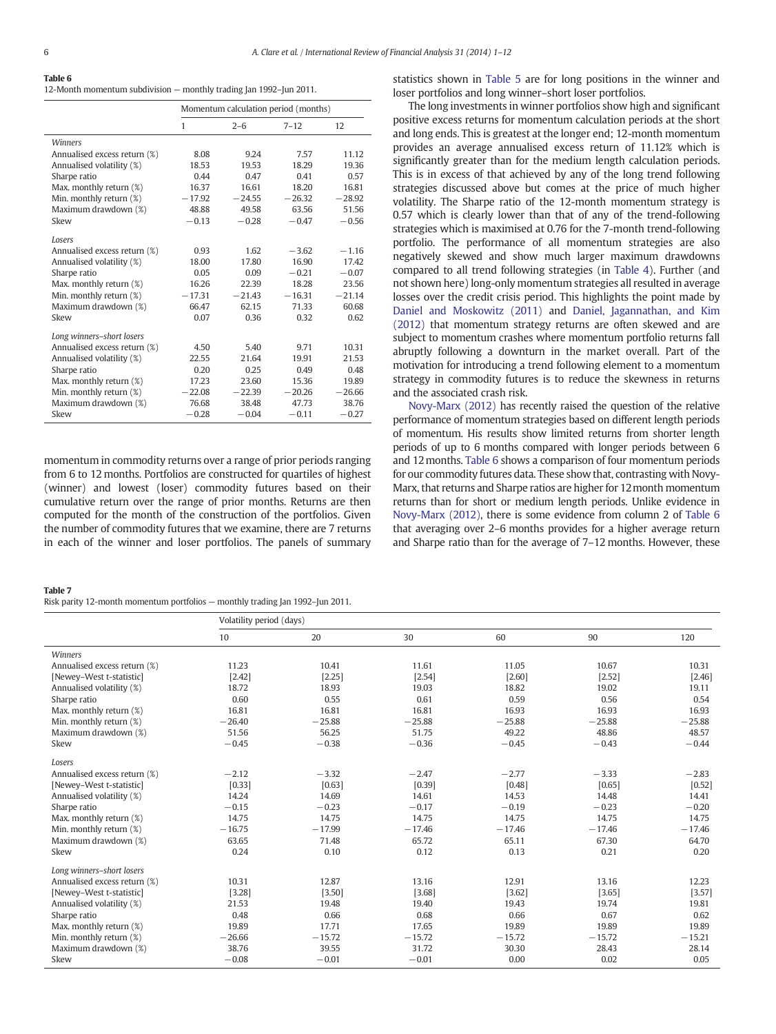**Table 6**
12-Month momentum subdivision — monthly trading Jan 1992–Jun 2011.

| | Momentum calculation period (months) | | | |
|---|---|---|---|---|
| | 1 | 2–6 | 7–12 | 12 |
| *Winners* | | | | |
| Annualised excess return (%) | 8.08 | 9.24 | 7.57 | 11.12 |
| Annualised volatility (%) | 18.53 | 19.53 | 18.29 | 19.36 |
| Sharpe ratio | 0.44 | 0.47 | 0.41 | 0.57 |
| Max. monthly return (%) | 16.37 | 16.61 | 18.20 | 16.81 |
| Min. monthly return (%) | −17.92 | −24.55 | −26.32 | −28.92 |
| Maximum drawdown (%) | 48.88 | 49.58 | 63.56 | 51.56 |
| Skew | −0.13 | −0.28 | −0.47 | −0.56 |
| *Losers* | | | | |
| Annualised excess return (%) | 0.93 | 1.62 | −3.62 | −1.16 |
| Annualised volatility (%) | 18.00 | 17.80 | 16.90 | 17.42 |
| Sharpe ratio | 0.05 | 0.09 | −0.21 | −0.07 |
| Max. monthly return (%) | 16.26 | 22.39 | 18.28 | 23.56 |
| Min. monthly return (%) | −17.31 | −21.43 | −16.31 | −21.14 |
| Maximum drawdown (%) | 66.47 | 62.15 | 71.33 | 60.68 |
| Skew | 0.07 | 0.36 | 0.32 | 0.62 |
| *Long winners–short losers* | | | | |
| Annualised excess return (%) | 4.50 | 5.40 | 9.71 | 10.31 |
| Annualised volatility (%) | 22.55 | 21.64 | 19.91 | 21.53 |
| Sharpe ratio | 0.20 | 0.25 | 0.49 | 0.48 |
| Max. monthly return (%) | 17.23 | 23.60 | 15.36 | 19.89 |
| Min. monthly return (%) | −22.08 | −22.39 | −20.26 | −26.66 |
| Maximum drawdown (%) | 76.68 | 38.48 | 47.73 | 38.76 |
| Skew | −0.28 | −0.04 | −0.11 | −0.27 |

momentum in commodity returns over a range of prior periods ranging from 6 to 12 months. Portfolios are constructed for quartiles of highest (winner) and lowest (loser) commodity futures based on their cumulative return over the range of prior months. Returns are then computed for the month of the construction of the portfolios. Given the number of commodity futures that we examine, there are 7 returns in each of the winner and loser portfolios. The panels of summary statistics shown in Table 5 are for long positions in the winner and loser portfolios and long winner–short loser portfolios.

The long investments in winner portfolios show high and significant positive excess returns for momentum calculation periods at the short and long ends. This is greatest at the longer end; 12-month momentum provides an average annualised excess return of 11.12% which is significantly greater than for the medium length calculation periods. This is in excess of that achieved by any of the long trend following strategies discussed above but comes at the price of much higher volatility. The Sharpe ratio of the 12-month momentum strategy is 0.57 which is clearly lower than that of any of the trend-following strategies which is maximised at 0.76 for the 7-month trend-following portfolio. The performance of all momentum strategies are also negatively skewed and show much larger maximum drawdowns compared to all trend following strategies (in Table 4). Further (and not shown here) long-only momentum strategies all resulted in average losses over the credit crisis period. This highlights the point made by Daniel and Moskowitz (2011) and Daniel, Jagannathan, and Kim (2012) that momentum strategy returns are often skewed and are subject to momentum crashes where momentum portfolio returns fall abruptly following a downturn in the market overall. Part of the motivation for introducing a trend following element to a momentum strategy in commodity futures is to reduce the skewness in returns and the associated crash risk.

Novy-Marx (2012) has recently raised the question of the relative performance of momentum strategies based on different length periods of momentum. His results show limited returns from shorter length periods of up to 6 months compared with longer periods between 6 and 12 months. Table 6 shows a comparison of four momentum periods for our commodity futures data. These show that, contrasting with Novy-Marx, that returns and Sharpe ratios are higher for 12 month momentum returns than for short or medium length periods. Unlike evidence in Novy-Marx (2012), there is some evidence from column 2 of Table 6 that averaging over 2–6 months provides for a higher average return and Sharpe ratio than for the average of 7–12 months. However, these

**Table 7**
Risk parity 12-month momentum portfolios — monthly trading Jan 1992–Jun 2011.

| | Volatility period (days) | | | | | |
|---|---|---|---|---|---|---|
| | 10 | 20 | 30 | 60 | 90 | 120 |
| *Winners* | | | | | | |
| Annualised excess return (%) | 11.23 | 10.41 | 11.61 | 11.05 | 10.67 | 10.31 |
| [Newey–West t-statistic] | [2.42] | [2.25] | [2.54] | [2.60] | [2.52] | [2.46] |
| Annualised volatility (%) | 18.72 | 18.93 | 19.03 | 18.82 | 19.02 | 19.11 |
| Sharpe ratio | 0.60 | 0.55 | 0.61 | 0.59 | 0.56 | 0.54 |
| Max. monthly return (%) | 16.81 | 16.81 | 16.81 | 16.93 | 16.93 | 16.93 |
| Min. monthly return (%) | −26.40 | −25.88 | −25.88 | −25.88 | −25.88 | −25.88 |
| Maximum drawdown (%) | 51.56 | 56.25 | 51.75 | 49.22 | 48.86 | 48.57 |
| Skew | −0.45 | −0.38 | −0.36 | −0.45 | −0.43 | −0.44 |
| *Losers* | | | | | | |
| Annualised excess return (%) | −2.12 | −3.32 | −2.47 | −2.77 | −3.33 | −2.83 |
| [Newey–West t-statistic] | [0.33] | [0.63] | [0.39] | [0.48] | [0.65] | [0.52] |
| Annualised volatility (%) | 14.24 | 14.69 | 14.61 | 14.53 | 14.48 | 14.41 |
| Sharpe ratio | −0.15 | −0.23 | −0.17 | −0.19 | −0.23 | −0.20 |
| Max. monthly return (%) | 14.75 | 14.75 | 14.75 | 14.75 | 14.75 | 14.75 |
| Min. monthly return (%) | −16.75 | −17.99 | −17.46 | −17.46 | −17.46 | −17.46 |
| Maximum drawdown (%) | 63.65 | 71.48 | 65.72 | 65.11 | 67.30 | 64.70 |
| Skew | 0.24 | 0.10 | 0.12 | 0.13 | 0.21 | 0.20 |
| *Long winners–short losers* | | | | | | |
| Annualised excess return (%) | 10.31 | 12.87 | 13.16 | 12.91 | 13.16 | 12.23 |
| [Newey–West t-statistic] | [3.28] | [3.50] | [3.68] | [3.62] | [3.65] | [3.57] |
| Annualised volatility (%) | 21.53 | 19.48 | 19.40 | 19.43 | 19.74 | 19.81 |
| Sharpe ratio | 0.48 | 0.66 | 0.68 | 0.66 | 0.67 | 0.62 |
| Max. monthly return (%) | 19.89 | 17.71 | 17.65 | 19.89 | 19.89 | 19.89 |
| Min. monthly return (%) | −26.66 | −15.72 | −15.72 | −15.72 | −15.72 | −15.21 |
| Maximum drawdown (%) | 38.76 | 39.55 | 31.72 | 30.30 | 28.43 | 28.14 |
| Skew | −0.08 | −0.01 | −0.01 | 0.00 | 0.02 | 0.05 |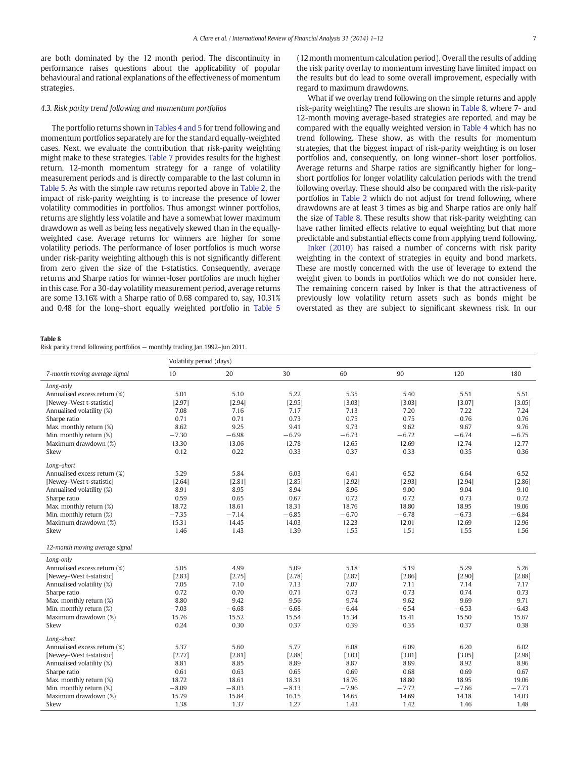are both dominated by the 12 month period. The discontinuity in performance raises questions about the applicability of popular behavioural and rational explanations of the effectiveness of momentum strategies.

### 4.3. Risk parity trend following and momentum portfolios

The portfolio returns shown in Tables 4 and 5 for trend following and momentum portfolios separately are for the standard equally-weighted cases. Next, we evaluate the contribution that risk-parity weighting might make to these strategies. Table 7 provides results for the highest return, 12-month momentum strategy for a range of volatility measurement periods and is directly comparable to the last column in Table 5. As with the simple raw returns reported above in Table 2, the impact of risk-parity weighting is to increase the presence of lower volatility commodities in portfolios. Thus amongst winner portfolios, returns are slightly less volatile and have a somewhat lower maximum drawdown as well as being less negatively skewed than in the equally-weighted case. Average returns for winners are higher for some volatility periods. The performance of loser portfolios is much worse under risk-parity weighting although this is not significantly different from zero given the size of the t-statistics. Consequently, average returns and Sharpe ratios for winner-loser portfolios are much higher in this case. For a 30-day volatility measurement period, average returns are some 13.16% with a Sharpe ratio of 0.68 compared to, say, 10.31% and 0.48 for the long–short equally weighted portfolio in Table 5 (12 month momentum calculation period). Overall the results of adding the risk parity overlay to momentum investing have limited impact on the results but do lead to some overall improvement, especially with regard to maximum drawdowns.

What if we overlay trend following on the simple returns and apply risk-parity weighting? The results are shown in Table 8, where 7- and 12-month moving average-based strategies are reported, and may be compared with the equally weighted version in Table 4 which has no trend following. These show, as with the results for momentum strategies, that the biggest impact of risk-parity weighting is on loser portfolios and, consequently, on long winner–short loser portfolios. Average returns and Sharpe ratios are significantly higher for long–short portfolios for longer volatility calculation periods with the trend following overlay. These should also be compared with the risk-parity portfolios in Table 2 which do not adjust for trend following, where drawdowns are at least 3 times as big and Sharpe ratios are only half the size of Table 8. These results show that risk-parity weighting can have rather limited effects relative to equal weighting but that more predictable and substantial effects come from applying trend following.

Inker (2010) has raised a number of concerns with risk parity weighting in the context of strategies in equity and bond markets. These are mostly concerned with the use of leverage to extend the weight given to bonds in portfolios which we do not consider here. The remaining concern raised by Inker is that the attractiveness of previously low volatility return assets such as bonds might be overstated as they are subject to significant skewness risk. In our

**Table 8**
Risk parity trend following portfolios — monthly trading Jan 1992–Jun 2011.

| | Volatility period (days) | | | | | | |
|---|---|---|---|---|---|---|---|
| *7-month moving average signal* | 10 | 20 | 30 | 60 | 90 | 120 | 180 |
| *Long-only* | | | | | | | |
| Annualised excess return (%) | 5.01 | 5.10 | 5.22 | 5.35 | 5.40 | 5.51 | 5.51 |
| [Newey–West t-statistic] | [2.97] | [2.94] | [2.95] | [3.03] | [3.03] | [3.07] | [3.05] |
| Annualised volatility (%) | 7.08 | 7.16 | 7.17 | 7.13 | 7.20 | 7.22 | 7.24 |
| Sharpe ratio | 0.71 | 0.71 | 0.73 | 0.75 | 0.75 | 0.76 | 0.76 |
| Max. monthly return (%) | 8.62 | 9.25 | 9.41 | 9.73 | 9.62 | 9.67 | 9.76 |
| Min. monthly return (%) | −7.30 | −6.98 | −6.79 | −6.73 | −6.72 | −6.74 | −6.75 |
| Maximum drawdown (%) | 13.30 | 13.06 | 12.78 | 12.65 | 12.69 | 12.74 | 12.77 |
| Skew | 0.12 | 0.22 | 0.33 | 0.37 | 0.33 | 0.35 | 0.36 |
| *Long–short* | | | | | | | |
| Annualised excess return (%) | 5.29 | 5.84 | 6.03 | 6.41 | 6.52 | 6.64 | 6.52 |
| [Newey–West t-statistic] | [2.64] | [2.81] | [2.85] | [2.92] | [2.93] | [2.94] | [2.86] |
| Annualised volatility (%) | 8.91 | 8.95 | 8.94 | 8.96 | 9.00 | 9.04 | 9.10 |
| Sharpe ratio | 0.59 | 0.65 | 0.67 | 0.72 | 0.72 | 0.73 | 0.72 |
| Max. monthly return (%) | 18.72 | 18.61 | 18.31 | 18.76 | 18.80 | 18.95 | 19.06 |
| Min. monthly return (%) | −7.35 | −7.14 | −6.85 | −6.70 | −6.78 | −6.73 | −6.84 |
| Maximum drawdown (%) | 15.31 | 14.45 | 14.03 | 12.23 | 12.01 | 12.69 | 12.96 |
| Skew | 1.46 | 1.43 | 1.39 | 1.55 | 1.51 | 1.55 | 1.56 |
| *12-month moving average signal* | | | | | | | |
| *Long-only* | | | | | | | |
| Annualised excess return (%) | 5.05 | 4.99 | 5.09 | 5.18 | 5.19 | 5.29 | 5.26 |
| [Newey–West t-statistic] | [2.83] | [2.75] | [2.78] | [2.87] | [2.86] | [2.90] | [2.88] |
| Annualised volatility (%) | 7.05 | 7.10 | 7.13 | 7.07 | 7.11 | 7.14 | 7.17 |
| Sharpe ratio | 0.72 | 0.70 | 0.71 | 0.73 | 0.73 | 0.74 | 0.73 |
| Max. monthly return (%) | 8.80 | 9.42 | 9.56 | 9.74 | 9.62 | 9.69 | 9.71 |
| Min. monthly return (%) | −7.03 | −6.68 | −6.68 | −6.44 | −6.54 | −6.53 | −6.43 |
| Maximum drawdown (%) | 15.76 | 15.52 | 15.54 | 15.34 | 15.41 | 15.50 | 15.67 |
| Skew | 0.24 | 0.30 | 0.37 | 0.39 | 0.35 | 0.37 | 0.38 |
| *Long–short* | | | | | | | |
| Annualised excess return (%) | 5.37 | 5.60 | 5.77 | 6.08 | 6.09 | 6.20 | 6.02 |
| [Newey–West t-statistic] | [2.77] | [2.81] | [2.88] | [3.03] | [3.01] | [3.05] | [2.98] |
| Annualised volatility (%) | 8.81 | 8.85 | 8.89 | 8.87 | 8.89 | 8.92 | 8.96 |
| Sharpe ratio | 0.61 | 0.63 | 0.65 | 0.69 | 0.68 | 0.69 | 0.67 |
| Max. monthly return (%) | 18.72 | 18.61 | 18.31 | 18.76 | 18.80 | 18.95 | 19.06 |
| Min. monthly return (%) | −8.09 | −8.03 | −8.13 | −7.96 | −7.72 | −7.66 | −7.73 |
| Maximum drawdown (%) | 15.79 | 15.84 | 16.15 | 14.65 | 14.69 | 14.18 | 14.03 |
| Skew | 1.38 | 1.37 | 1.27 | 1.43 | 1.42 | 1.46 | 1.48 |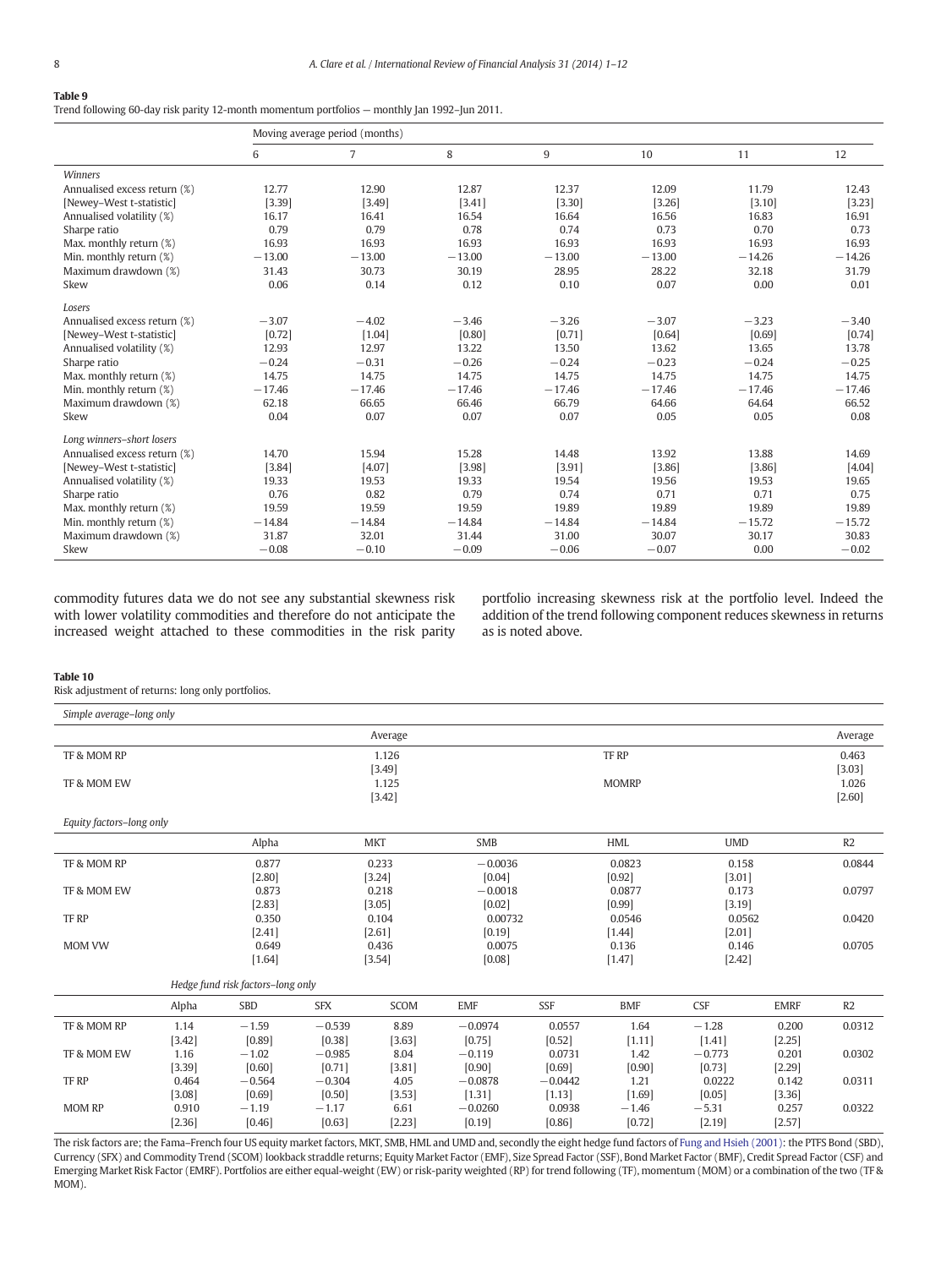**Table 9**
Trend following 60-day risk parity 12-month momentum portfolios — monthly Jan 1992–Jun 2011.

| | Moving average period (months) | | | | | | |
|---|---|---|---|---|---|---|---|
| | 6 | 7 | 8 | 9 | 10 | 11 | 12 |
| *Winners* | | | | | | | |
| Annualised excess return (%) | 12.77 | 12.90 | 12.87 | 12.37 | 12.09 | 11.79 | 12.43 |
| [Newey–West t-statistic] | [3.39] | [3.49] | [3.41] | [3.30] | [3.26] | [3.10] | [3.23] |
| Annualised volatility (%) | 16.17 | 16.41 | 16.54 | 16.64 | 16.56 | 16.83 | 16.91 |
| Sharpe ratio | 0.79 | 0.79 | 0.78 | 0.74 | 0.73 | 0.70 | 0.73 |
| Max. monthly return (%) | 16.93 | 16.93 | 16.93 | 16.93 | 16.93 | 16.93 | 16.93 |
| Min. monthly return (%) | −13.00 | −13.00 | −13.00 | −13.00 | −13.00 | −14.26 | −14.26 |
| Maximum drawdown (%) | 31.43 | 30.73 | 30.19 | 28.95 | 28.22 | 32.18 | 31.79 |
| Skew | 0.06 | 0.14 | 0.12 | 0.10 | 0.07 | 0.00 | 0.01 |
| *Losers* | | | | | | | |
| Annualised excess return (%) | −3.07 | −4.02 | −3.46 | −3.26 | −3.07 | −3.23 | −3.40 |
| [Newey–West t-statistic] | [0.72] | [1.04] | [0.80] | [0.71] | [0.64] | [0.69] | [0.74] |
| Annualised volatility (%) | 12.93 | 12.97 | 13.22 | 13.50 | 13.62 | 13.65 | 13.78 |
| Sharpe ratio | −0.24 | −0.31 | −0.26 | −0.24 | −0.23 | −0.24 | −0.25 |
| Max. monthly return (%) | 14.75 | 14.75 | 14.75 | 14.75 | 14.75 | 14.75 | 14.75 |
| Min. monthly return (%) | −17.46 | −17.46 | −17.46 | −17.46 | −17.46 | −17.46 | −17.46 |
| Maximum drawdown (%) | 62.18 | 66.65 | 66.46 | 66.79 | 64.66 | 64.64 | 66.52 |
| Skew | 0.04 | 0.07 | 0.07 | 0.07 | 0.05 | 0.05 | 0.08 |
| *Long winners–short losers* | | | | | | | |
| Annualised excess return (%) | 14.70 | 15.94 | 15.28 | 14.48 | 13.92 | 13.88 | 14.69 |
| [Newey–West t-statistic] | [3.84] | [4.07] | [3.98] | [3.91] | [3.86] | [3.86] | [4.04] |
| Annualised volatility (%) | 19.33 | 19.53 | 19.33 | 19.54 | 19.56 | 19.53 | 19.65 |
| Sharpe ratio | 0.76 | 0.82 | 0.79 | 0.74 | 0.71 | 0.71 | 0.75 |
| Max. monthly return (%) | 19.59 | 19.59 | 19.59 | 19.89 | 19.89 | 19.89 | 19.89 |
| Min. monthly return (%) | −14.84 | −14.84 | −14.84 | −14.84 | −14.84 | −15.72 | −15.72 |
| Maximum drawdown (%) | 31.87 | 32.01 | 31.44 | 31.00 | 30.07 | 30.17 | 30.83 |
| Skew | −0.08 | −0.10 | −0.09 | −0.06 | −0.07 | 0.00 | −0.02 |

commodity futures data we do not see any substantial skewness risk with lower volatility commodities and therefore do not anticipate the increased weight attached to these commodities in the risk parity portfolio increasing skewness risk at the portfolio level. Indeed the addition of the trend following component reduces skewness in returns as is noted above.

**Table 10**
Risk adjustment of returns: long only portfolios.

*Simple average–long only*

| | Average | | Average |
|---|---|---|---|
| TF & MOM RP | 1.126 | TF RP | 0.463 |
| | [3.49] | | [3.03] |
| TF & MOM EW | 1.125 | MOMRP | 1.026 |
| | [3.42] | | [2.60] |

*Equity factors–long only*

| | Alpha | MKT | SMB | HML | UMD | R2 |
|---|---|---|---|---|---|---|
| TF & MOM RP | 0.877 | 0.233 | −0.0036 | 0.0823 | 0.158 | 0.0844 |
| | [2.80] | [3.24] | [0.04] | [0.92] | [3.01] | |
| TF & MOM EW | 0.873 | 0.218 | −0.0018 | 0.0877 | 0.173 | 0.0797 |
| | [2.83] | [3.05] | [0.02] | [0.99] | [3.19] | |
| TF RP | 0.350 | 0.104 | 0.00732 | 0.0546 | 0.0562 | 0.0420 |
| | [2.41] | [2.61] | [0.19] | [1.44] | [2.01] | |
| MOM VW | 0.649 | 0.436 | 0.0075 | 0.136 | 0.146 | 0.0705 |
| | [1.64] | [3.54] | [0.08] | [1.47] | [2.42] | |

*Hedge fund risk factors–long only*

| | Alpha | SBD | SFX | SCOM | EMF | SSF | BMF | CSF | EMRF | R2 |
|---|---|---|---|---|---|---|---|---|---|---|
| TF & MOM RP | 1.14 | −1.59 | −0.539 | 8.89 | −0.0974 | 0.0557 | 1.64 | −1.28 | 0.200 | 0.0312 |
| | [3.42] | [0.89] | [0.38] | [3.63] | [0.75] | [0.52] | [1.11] | [1.41] | [2.25] | |
| TF & MOM EW | 1.16 | −1.02 | −0.985 | 8.04 | −0.119 | 0.0731 | 1.42 | −0.773 | 0.201 | 0.0302 |
| | [3.39] | [0.60] | [0.71] | [3.81] | [0.90] | [0.69] | [0.90] | [0.73] | [2.29] | |
| TF RP | 0.464 | −0.564 | −0.304 | 4.05 | −0.0878 | −0.0442 | 1.21 | 0.0222 | 0.142 | 0.0311 |
| | [3.08] | [0.69] | [0.50] | [3.53] | [1.31] | [1.13] | [1.69] | [0.05] | [3.36] | |
| MOM RP | 0.910 | −1.19 | −1.17 | 6.61 | −0.0260 | 0.0938 | −1.46 | −5.31 | 0.257 | 0.0322 |
| | [2.36] | [0.46] | [0.63] | [2.23] | [0.19] | [0.86] | [0.72] | [2.19] | [2.57] | |

The risk factors are; the Fama–French four US equity market factors, MKT, SMB, HML and UMD and, secondly the eight hedge fund factors of Fung and Hsieh (2001): the PTFS Bond (SBD), Currency (SFX) and Commodity Trend (SCOM) lookback straddle returns; Equity Market Factor (EMF), Size Spread Factor (SSF), Bond Market Factor (BMF), Credit Spread Factor (CSF) and Emerging Market Risk Factor (EMRF). Portfolios are either equal-weight (EW) or risk-parity weighted (RP) for trend following (TF), momentum (MOM) or a combination of the two (TF & MOM).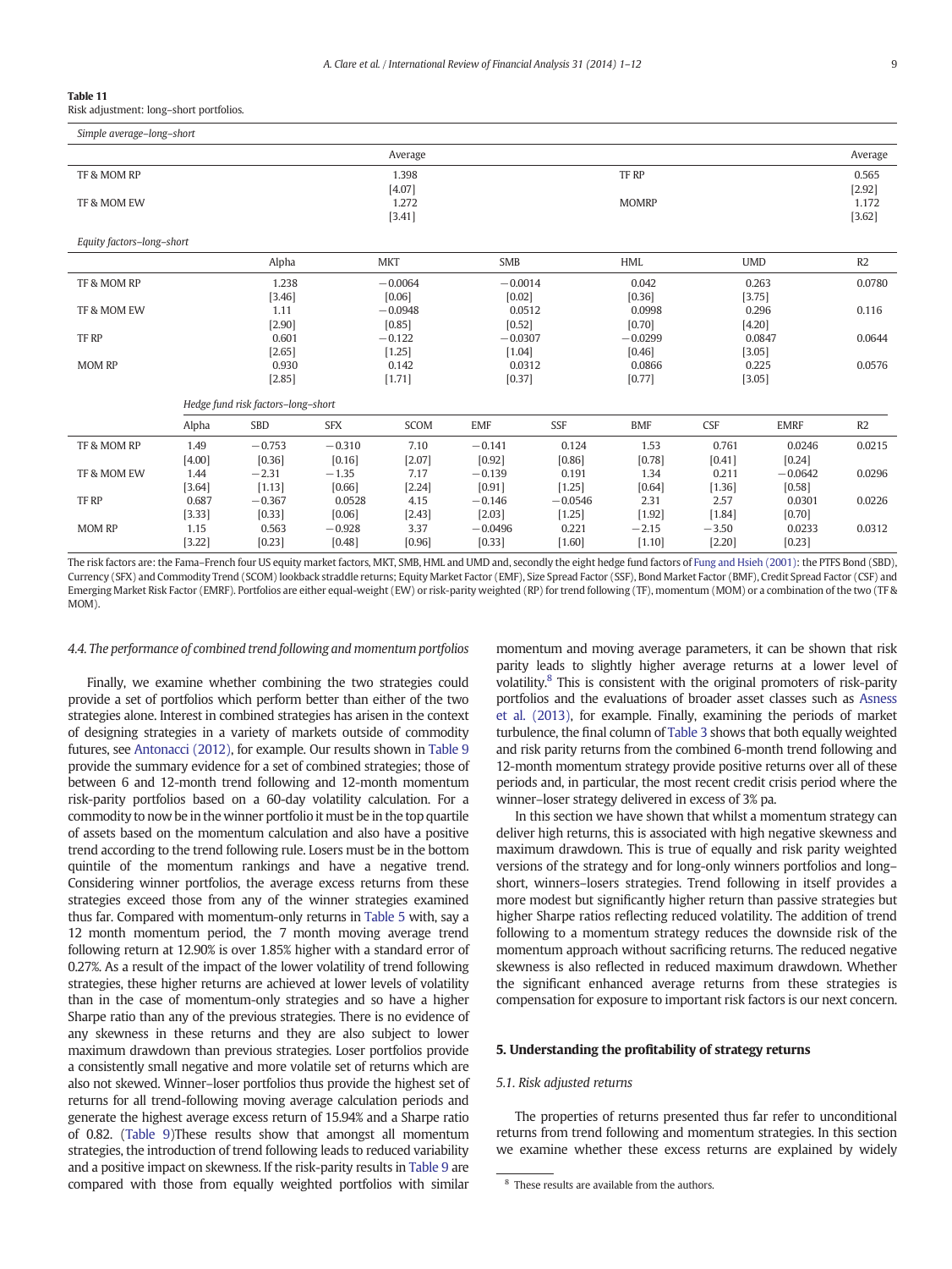**Table 11**
Risk adjustment: long–short portfolios.

*Simple average–long–short*

| | Average | | Average |
|---|---|---|---|
| TF & MOM RP | 1.398 | TF RP | 0.565 |
| | [4.07] | | [2.92] |
| TF & MOM EW | 1.272 | MOMRP | 1.172 |
| | [3.41] | | [3.62] |

*Equity factors–long–short*

| | Alpha | MKT | SMB | HML | UMD | R2 |
|---|---|---|---|---|---|---|
| TF & MOM RP | 1.238 | −0.0064 | −0.0014 | 0.042 | 0.263 | 0.0780 |
| | [3.46] | [0.06] | [0.02] | [0.36] | [3.75] | |
| TF & MOM EW | 1.11 | −0.0948 | 0.0512 | 0.0998 | 0.296 | 0.116 |
| | [2.90] | [0.85] | [0.52] | [0.70] | [4.20] | |
| TF RP | 0.601 | −0.122 | −0.0307 | −0.0299 | 0.0847 | 0.0644 |
| | [2.65] | [1.25] | [1.04] | [0.46] | [3.05] | |
| MOM RP | 0.930 | 0.142 | 0.0312 | 0.0866 | 0.225 | 0.0576 |
| | [2.85] | [1.71] | [0.37] | [0.77] | [3.05] | |

*Hedge fund risk factors–long–short*

| | Alpha | SBD | SFX | SCOM | EMF | SSF | BMF | CSF | EMRF | R2 |
|---|---|---|---|---|---|---|---|---|---|---|
| TF & MOM RP | 1.49 | −0.753 | −0.310 | 7.10 | −0.141 | 0.124 | 1.53 | 0.761 | 0.0246 | 0.0215 |
| | [4.00] | [0.36] | [0.16] | [2.07] | [0.92] | [0.86] | [0.78] | [0.41] | [0.24] | |
| TF & MOM EW | 1.44 | −2.31 | −1.35 | 7.17 | −0.139 | 0.191 | 1.34 | 0.211 | −0.0642 | 0.0296 |
| | [3.64] | [1.13] | [0.66] | [2.24] | [0.91] | [1.25] | [0.64] | [1.36] | [0.58] | |
| TF RP | 0.687 | −0.367 | 0.0528 | 4.15 | −0.146 | −0.0546 | 2.31 | 2.57 | 0.0301 | 0.0226 |
| | [3.33] | [0.33] | [0.06] | [2.43] | [2.03] | [1.25] | [1.92] | [1.84] | [0.70] | |
| MOM RP | 1.15 | 0.563 | −0.928 | 3.37 | −0.0496 | 0.221 | −2.15 | −3.50 | 0.0233 | 0.0312 |
| | [3.22] | [0.23] | [0.48] | [0.96] | [0.33] | [1.60] | [1.10] | [2.20] | [0.23] | |

The risk factors are: the Fama–French four US equity market factors, MKT, SMB, HML and UMD and, secondly the eight hedge fund factors of Fung and Hsieh (2001): the PTFS Bond (SBD), Currency (SFX) and Commodity Trend (SCOM) lookback straddle returns; Equity Market Factor (EMF), Size Spread Factor (SSF), Bond Market Factor (BMF), Credit Spread Factor (CSF) and Emerging Market Risk Factor (EMRF). Portfolios are either equal-weight (EW) or risk-parity weighted (RP) for trend following (TF), momentum (MOM) or a combination of the two (TF & MOM).

### *4.4. The performance of combined trend following and momentum portfolios*

Finally, we examine whether combining the two strategies could provide a set of portfolios which perform better than either of the two strategies alone. Interest in combined strategies has arisen in the context of designing strategies in a variety of markets outside of commodity futures, see Antonacci (2012), for example. Our results shown in Table 9 provide the summary evidence for a set of combined strategies; those of between 6 and 12-month trend following and 12-month momentum risk-parity portfolios based on a 60-day volatility calculation. For a commodity to now be in the winner portfolio it must be in the top quartile of assets based on the momentum calculation and also have a positive trend according to the trend following rule. Losers must be in the bottom quintile of the momentum rankings and have a negative trend. Considering winner portfolios, the average excess returns from these strategies exceed those from any of the winner strategies examined thus far. Compared with momentum-only returns in Table 5 with, say a 12 month momentum period, the 7 month moving average trend following return at 12.90% is over 1.85% higher with a standard error of 0.27%. As a result of the impact of the lower volatility of trend following strategies, these higher returns are achieved at lower levels of volatility than in the case of momentum-only strategies and so have a higher Sharpe ratio than any of the previous strategies. There is no evidence of any skewness in these returns and they are also subject to lower maximum drawdown than previous strategies. Loser portfolios provide a consistently small negative and more volatile set of returns which are also not skewed. Winner–loser portfolios thus provide the highest set of returns for all trend-following moving average calculation periods and generate the highest average excess return of 15.94% and a Sharpe ratio of 0.82. (Table 9)These results show that amongst all momentum strategies, the introduction of trend following leads to reduced variability and a positive impact on skewness. If the risk-parity results in Table 9 are compared with those from equally weighted portfolios with similar momentum and moving average parameters, it can be shown that risk parity leads to slightly higher average returns at a lower level of volatility.[8] This is consistent with the original promoters of risk-parity portfolios and the evaluations of broader asset classes such as Asness et al. (2013), for example. Finally, examining the periods of market turbulence, the final column of Table 3 shows that both equally weighted and risk parity returns from the combined 6-month trend following and 12-month momentum strategy provide positive returns over all of these periods and, in particular, the most recent credit crisis period where the winner–loser strategy delivered in excess of 3% pa.

In this section we have shown that whilst a momentum strategy can deliver high returns, this is associated with high negative skewness and maximum drawdown. This is true of equally and risk parity weighted versions of the strategy and for long-only winners portfolios and long–short, winners–losers strategies. Trend following in itself provides a more modest but significantly higher return than passive strategies but higher Sharpe ratios reflecting reduced volatility. The addition of trend following to a momentum strategy reduces the downside risk of the momentum approach without sacrificing returns. The reduced negative skewness is also reflected in reduced maximum drawdown. Whether the significant enhanced average returns from these strategies is compensation for exposure to important risk factors is our next concern.

## 5. Understanding the profitability of strategy returns

### *5.1. Risk adjusted returns*

The properties of returns presented thus far refer to unconditional returns from trend following and momentum strategies. In this section we examine whether these excess returns are explained by widely

[8] These results are available from the authors.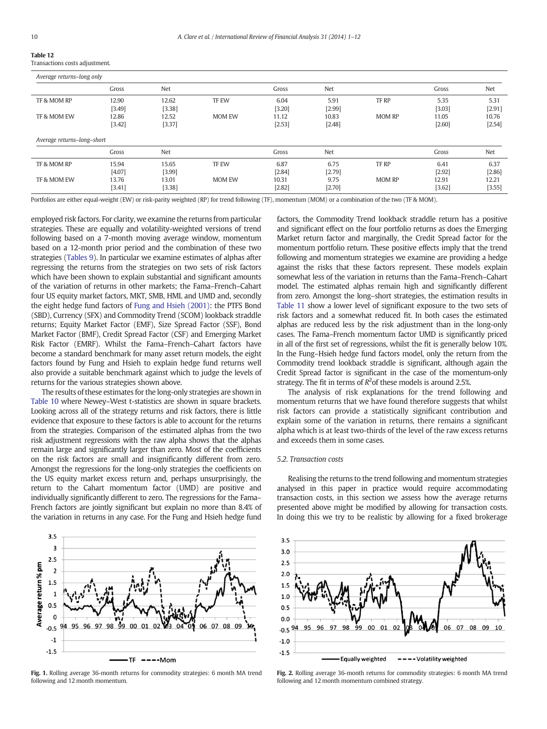**Table 12**
Transactions costs adjustment.

| *Average returns–long only* | | | | | | | | |
|---|---|---|---|---|---|---|---|---|
| | Gross | Net | | Gross | Net | | Gross | Net |
| TF & MOM RP | 12.90 | 12.62 | TF EW | 6.04 | 5.91 | TF RP | 5.35 | 5.31 |
| | [3.49] | [3.38] | | [3.20] | [2.99] | | [3.03] | [2.91] |
| TF & MOM EW | 12.86 | 12.52 | MOM EW | 11.12 | 10.83 | MOM RP | 11.05 | 10.76 |
| | [3.42] | [3.37] | | [2.53] | [2.48] | | [2.60] | [2.54] |
| *Average returns–long–short* | | | | | | | | |
| | Gross | Net | | Gross | Net | | Gross | Net |
| TF & MOM RP | 15.94 | 15.65 | TF EW | 6.87 | 6.75 | TF RP | 6.41 | 6.37 |
| | [4.07] | [3.99] | | [2.84] | [2.79] | | [2.92] | [2.86] |
| TF & MOM EW | 13.76 | 13.01 | MOM EW | 10.31 | 9.75 | MOM RP | 12.91 | 12.21 |
| | [3.41] | [3.38] | | [2.82] | [2.70] | | [3.62] | [3.55] |

Portfolios are either equal-weight (EW) or risk-parity weighted (RP) for trend following (TF), momentum (MOM) or a combination of the two (TF & MOM).

employed risk factors. For clarity, we examine the returns from particular strategies. These are equally and volatility-weighted versions of trend following based on a 7-month moving average window, momentum based on a 12-month prior period and the combination of these two strategies (Tables 9). In particular we examine estimates of alphas after regressing the returns from the strategies on two sets of risk factors which have been shown to explain substantial and significant amounts of the variation of returns in other markets; the Fama–French–Cahart four US equity market factors, MKT, SMB, HML and UMD and, secondly the eight hedge fund factors of Fung and Hsieh (2001): the PTFS Bond (SBD), Currency (SFX) and Commodity Trend (SCOM) lookback straddle returns; Equity Market Factor (EMF), Size Spread Factor (SSF), Bond Market Factor (BMF), Credit Spread Factor (CSF) and Emerging Market Risk Factor (EMRF). Whilst the Fama–French–Cahart factors have become a standard benchmark for many asset return models, the eight factors found by Fung and Hsieh to explain hedge fund returns well also provide a suitable benchmark against which to judge the levels of returns for the various strategies shown above.

The results of these estimates for the long-only strategies are shown in Table 10 where Newey–West t-statistics are shown in square brackets. Looking across all of the strategy returns and risk factors, there is little evidence that exposure to these factors is able to account for the returns from the strategies. Comparison of the estimated alphas from the two risk adjustment regressions with the raw alpha shows that the alphas remain large and significantly larger than zero. Most of the coefficients on the risk factors are small and insignificantly different from zero. Amongst the regressions for the long-only strategies the coefficients on the US equity market excess return and, perhaps unsurprisingly, the return to the Cahart momentum factor (UMD) are positive and individually significantly different to zero. The regressions for the Fama–French factors are jointly significant but explain no more than 8.4% of the variation in returns in any case. For the Fung and Hsieh hedge fund factors, the Commodity Trend lookback straddle return has a positive and significant effect on the four portfolio returns as does the Emerging Market return factor and marginally, the Credit Spread factor for the momentum portfolio return. These positive effects imply that the trend following and momentum strategies we examine are providing a hedge against the risks that these factors represent. These models explain somewhat less of the variation in returns than the Fama–French–Cahart model. The estimated alphas remain high and significantly different from zero. Amongst the long–short strategies, the estimation results in Table 11 show a lower level of significant exposure to the two sets of risk factors and a somewhat reduced fit. In both cases the estimated alphas are reduced less by the risk adjustment than in the long-only cases. The Fama–French momentum factor UMD is significantly priced in all of the first set of regressions, whilst the fit is generally below 10%. In the Fung–Hsieh hedge fund factors model, only the return from the Commodity trend lookback straddle is significant, although again the Credit Spread factor is significant in the case of the momentum-only strategy. The fit in terms of $R^2$ of these models is around 2.5%.

The analysis of risk explanations for the trend following and momentum returns that we have found therefore suggests that whilst risk factors can provide a statistically significant contribution and explain some of the variation in returns, there remains a significant alpha which is at least two-thirds of the level of the raw excess returns and exceeds them in some cases.

### 5.2. Transaction costs

Realising the returns to the trend following and momentum strategies analysed in this paper in practice would require accommodating transaction costs, in this section we assess how the average returns presented above might be modified by allowing for transaction costs. In doing this we try to be realistic by allowing for a fixed brokerage

**Fig. 1.** Rolling average 36-month returns for commodity strategies: 6 month MA trend following and 12 month momentum.

**Fig. 2.** Rolling average 36-month returns for commodity strategies: 6 month MA trend following and 12 month momentum combined strategy.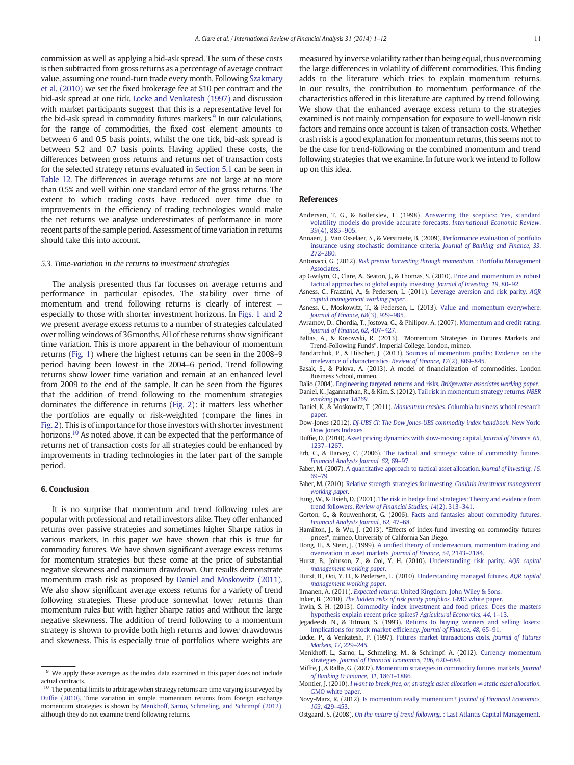commission as well as applying a bid-ask spread. The sum of these costs is then subtracted from gross returns as a percentage of average contract value, assuming one round-turn trade every month. Following Szakmary et al. (2010) we set the fixed brokerage fee at $10 per contract and the bid-ask spread at one tick. Locke and Venkatesh (1997) and discussion with market participants suggest that this is a representative level for the bid-ask spread in commodity futures markets.[9] In our calculations, for the range of commodities, the fixed cost element amounts to between 6 and 0.5 basis points, whilst the one tick, bid-ask spread is between 5.2 and 0.7 basis points. Having applied these costs, the differences between gross returns and returns net of transaction costs for the selected strategy returns evaluated in Section 5.1 can be seen in Table 12. The differences in average returns are not large at no more than 0.5% and well within one standard error of the gross returns. The extent to which trading costs have reduced over time due to improvements in the efficiency of trading technologies would make the net returns we analyse underestimates of performance in more recent parts of the sample period. Assessment of time variation in returns should take this into account.

### 5.3. Time-variation in the returns to investment strategies

The analysis presented thus far focusses on average returns and performance in particular episodes. The stability over time of momentum and trend following returns is clearly of interest — especially to those with shorter investment horizons. In Figs. 1 and 2 we present average excess returns to a number of strategies calculated over rolling windows of 36 months. All of these returns show significant time variation. This is more apparent in the behaviour of momentum returns (Fig. 1) where the highest returns can be seen in the 2008–9 period having been lowest in the 2004–6 period. Trend following returns show lower time variation and remain at an enhanced level from 2009 to the end of the sample. It can be seen from the figures that the addition of trend following to the momentum strategies dominates the difference in returns (Fig. 2): it matters less whether the portfolios are equally or risk-weighted (compare the lines in Fig. 2). This is of importance for those investors with shorter investment horizons.[10] As noted above, it can be expected that the performance of returns net of transaction costs for all strategies could be enhanced by improvements in trading technologies in the later part of the sample period.

## 6. Conclusion

It is no surprise that momentum and trend following rules are popular with professional and retail investors alike. They offer enhanced returns over passive strategies and sometimes higher Sharpe ratios in various markets. In this paper we have shown that this is true for commodity futures. We have shown significant average excess returns for momentum strategies but these come at the price of substantial negative skewness and maximum drawdown. Our results demonstrate momentum crash risk as proposed by Daniel and Moskowitz (2011). We also show significant average excess returns for a variety of trend following strategies. These produce somewhat lower returns than momentum rules but with higher Sharpe ratios and without the large negative skewness. The addition of trend following to a momentum strategy is shown to provide both high returns and lower drawdowns and skewness. This is especially true of portfolios where weights are measured by inverse volatility rather than being equal, thus overcoming the large differences in volatility of different commodities. This finding adds to the literature which tries to explain momentum returns. In our results, the contribution to momentum performance of the characteristics offered in this literature are captured by trend following. We show that the enhanced average excess return to the strategies examined is not mainly compensation for exposure to well-known risk factors and remains once account is taken of transaction costs. Whether crash risk is a good explanation for momentum returns, this seems not to be the case for trend-following or the combined momentum and trend following strategies that we examine. In future work we intend to follow up on this idea.

[9] We apply these averages as the index data examined in this paper does not include actual contracts.

[10] The potential limits to arbitrage when strategy returns are time varying is surveyed by Duffie (2010). Time variation in simple momentum returns from foreign exchange momentum strategies is shown by Menkhoff, Sarno, Schmeling, and Schrimpf (2012), although they do not examine trend following returns.

## References

Andersen, T. G., & Bollerslev, T. (1998). Answering the sceptics: Yes, standard volatility models do provide accurate forecasts. *International Economic Review*, *39*(4), 885–905.

Annaert, J., Van Osselaer, S., & Verstraete, B. (2009). Performance evaluation of portfolio insurance using stochastic dominance criteria. *Journal of Banking and Finance*, *33*, 272–280.

Antonacci, G. (2012). *Risk premia harvesting through momentum.* : Portfolio Management Associates.

ap Gwilym, O., Clare, A., Seaton, J., & Thomas, S. (2010). Price and momentum as robust tactical approaches to global equity investing. *Journal of Investing*, *19*, 80–92.

Asness, C., Frazzini, A., & Pedersen, L. (2011). Leverage aversion and risk parity. *AQR capital management working paper*.

Asness, C., Moskowitz, T., & Pedersen, L. (2013). Value and momentum everywhere. *Journal of Finance*, *68*(3), 929–985.

Avramov, D., Chordia, T., Jostova, G., & Philipov, A. (2007). Momentum and credit rating. *Journal of Finance*, *62*, 407–427.

Baltas, A., & Kosowski, R. (2013). "Momentum Strategies in Futures Markets and Trend-Following Funds", Imperial College, London, mimeo.

Bandarchuk, P., & Hilscher, J. (2013). Sources of momentum profits: Evidence on the irrelevance of characteristics. *Review of Finance*, *17*(2), 809–845.

Basak, S., & Palova, A. (2013). A model of financialization of commodities. London Business School, mimeo.

Dalio (2004). Engineering targeted returns and risks. *Bridgewater associates working paper*.

Daniel, K., Jagannathan, R., & Kim, S. (2012). Tail risk in momentum strategy returns. *NBER working paper 18169*.

Daniel, K., & Moskowitz, T. (2011). *Momentum crashes.* Columbia business school research paper.

Dow-Jones (2012). *DJ-UBS CI: The Dow Jones-UBS commodity index handbook.* New York: Dow Jones Indexes.

Duffie, D. (2010). Asset pricing dynamics with slow-moving capital. *Journal of Finance*, *65*, 1237–1267.

Erb, C., & Harvey, C. (2006). The tactical and strategic value of commodity futures. *Financial Analysts Journal*, *62*, 69–97.

Faber, M. (2007). A quantitative approach to tactical asset allocation. *Journal of Investing*, *16*, 69–79.

Faber, M. (2010). Relative strength strategies for investing. *Cambria investment management working paper*.

Fung, W., & Hsieh, D. (2001). The risk in hedge fund strategies: Theory and evidence from trend followers. *Review of Financial Studies*, *14*(2), 313–341.

Gorton, G., & Rouwenhorst, G. (2006). Facts and fantasies about commodity futures. *Financial Analysts Journal*, *62*, 47–68.

Hamilton, J., & Wu, J. (2013). "Effects of index-fund investing on commodity futures prices", mimeo, University of California San Diego.

Hong, H., & Stein, J. (1999). A unified theory of underreaction, momentum trading and overreation in asset markets. *Journal of Finance*, *54*, 2143–2184.

Hurst, B., Johnson, Z., & Ooi, Y. H. (2010). Understanding risk parity. *AQR capital management working paper*.

Hurst, B., Ooi, Y. H., & Pedersen, L. (2010). Understanding managed futures. *AQR capital management working paper*.

Ilmanen, A. (2011). *Expected returns.* United Kingdom: John Wiley & Sons.

Inker, B. (2010). *The hidden risks of risk parity portfolios.* GMO white paper.

Irwin, S. H. (2013). Commodity index investment and food prices: Does the masters hypothesis explain recent price spikes? *Agricultural Economics*, *44*, 1–13.

Jegadeesh, N., & Titman, S. (1993). Returns to buying winners and selling losers: Implications for stock market efficiency. *Journal of Finance*, *48*, 65–91.

Locke, P., & Venkatesh, P. (1997). Futures market transactions costs. *Journal of Futures Markets*, *17*, 229–245.

Menkhoff, L., Sarno, L., Schmeling, M., & Schrimpf, A. (2012). Currency momentum strategies. *Journal of Financial Economics*, *106*, 620–684.

Miffre, J., & Rallis, G. (2007). Momentum strategies in commodity futures markets. *Journal of Banking & Finance*, *31*, 1863–1886.

Montier, J. (2010). *I want to break free, or, strategic asset allocation ≠ static asset allocation.* GMO white paper.

Novy-Marx, R. (2012). Is momentum really momentum? *Journal of Financial Economics*, *103*, 429–453.

Ostgaard, S. (2008). *On the nature of trend following.* : Last Atlantis Capital Management.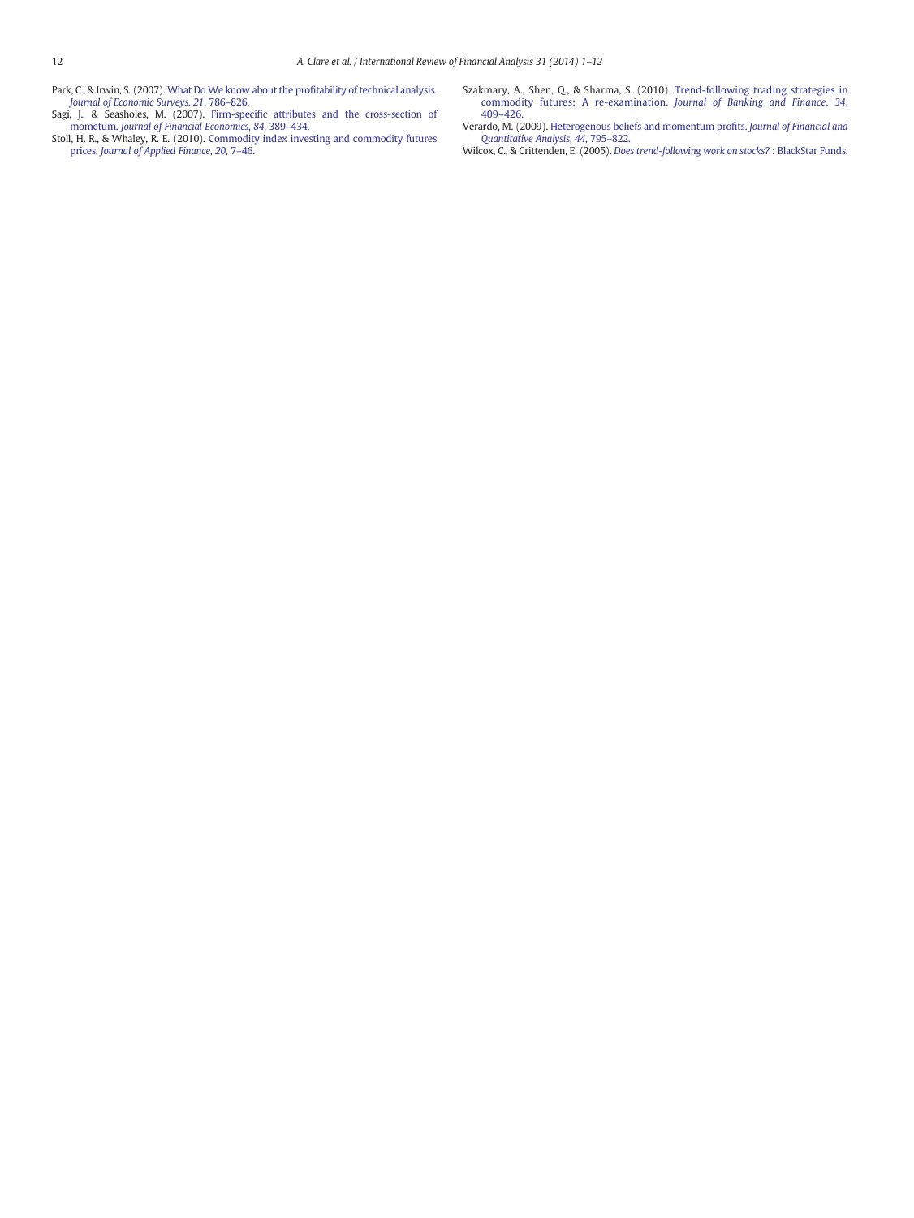Park, C., & Irwin, S. (2007). What Do We know about the profitability of technical analysis. *Journal of Economic Surveys*, *21*, 786–826.

Sagi, J., & Seasholes, M. (2007). Firm-specific attributes and the cross-section of mometum. *Journal of Financial Economics*, *84*, 389–434.

Stoll, H. R., & Whaley, R. E. (2010). Commodity index investing and commodity futures prices. *Journal of Applied Finance*, *20*, 7–46.

Szakmary, A., Shen, Q., & Sharma, S. (2010). Trend-following trading strategies in commodity futures: A re-examination. *Journal of Banking and Finance*, *34*, 409–426.

Verardo, M. (2009). Heterogenous beliefs and momentum profits. *Journal of Financial and Quantitative Analysis*, *44*, 795–822.

Wilcox, C., & Crittenden, E. (2005). *Does trend-following work on stocks?* : BlackStar Funds.